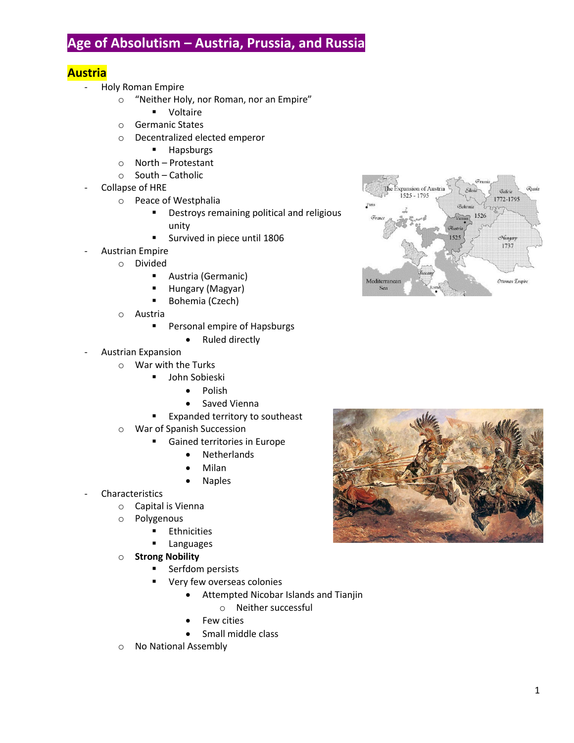# Age of Absolutism – Austria, Prussia, and Russia

## Austria

- Holy Roman Empire
  - "Neither Holy, nor Roman, nor an Empire"
    - Voltaire
  - Germanic States
  - Decentralized elected emperor
    - Hapsburgs
  - North – Protestant
  - South – Catholic
- Collapse of HRE
  - Peace of Westphalia
    - Destroys remaining political and religious unity
    - Survived in piece until 1806
- Austrian Empire
  - Divided
    - Austria (Germanic)
    - Hungary (Magyar)
    - Bohemia (Czech)
  - Austria
    - Personal empire of Hapsburgs
      - Ruled directly
- Austrian Expansion
  - War with the Turks
    - John Sobieski
      - Polish
      - Saved Vienna
    - Expanded territory to southeast
  - War of Spanish Succession
    - Gained territories in Europe
      - Netherlands
      - Milan
      - Naples
- Characteristics
  - Capital is Vienna
  - Polygenous
    - Ethnicities
    - Languages
  - **Strong Nobility**
    - Serfdom persists
    - Very few overseas colonies
      - Attempted Nicobar Islands and Tianjin
        - Neither successful
      - Few cities
      - Small middle class
  - No National Assembly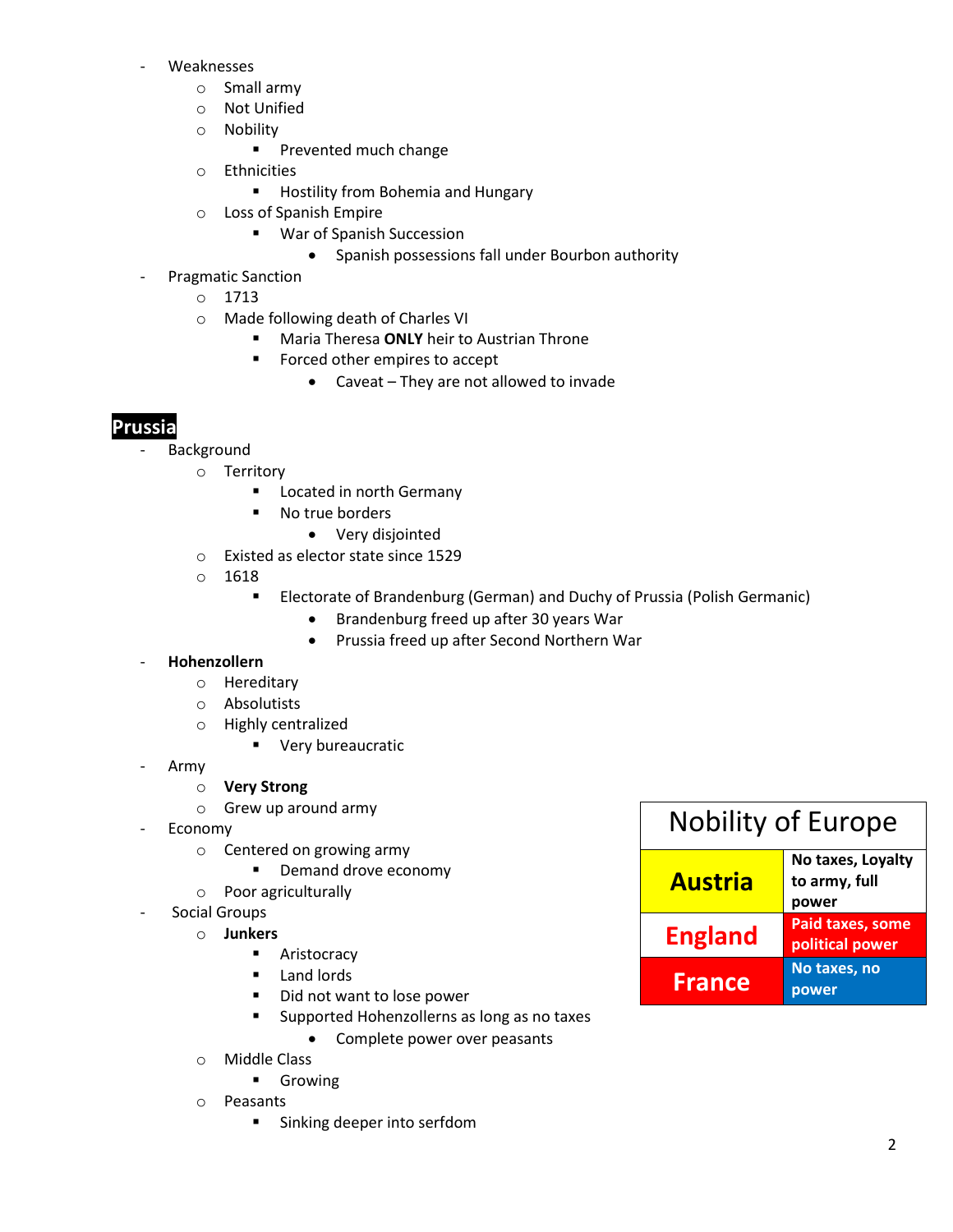- Weaknesses
  - Small army
  - Not Unified
  - Nobility
    - Prevented much change
  - Ethnicities
    - Hostility from Bohemia and Hungary
  - Loss of Spanish Empire
    - War of Spanish Succession
      - Spanish possessions fall under Bourbon authority
- Pragmatic Sanction
  - 1713
  - Made following death of Charles VI
    - Maria Theresa **ONLY** heir to Austrian Throne
    - Forced other empires to accept
      - Caveat – They are not allowed to invade

## Prussia

- Background
  - Territory
    - Located in north Germany
    - No true borders
      - Very disjointed
  - Existed as elector state since 1529
  - 1618
    - Electorate of Brandenburg (German) and Duchy of Prussia (Polish Germanic)
      - Brandenburg freed up after 30 years War
      - Prussia freed up after Second Northern War
- **Hohenzollern**
  - Hereditary
  - Absolutists
  - Highly centralized
    - Very bureaucratic
- Army
  - **Very Strong**
  - Grew up around army
- Economy
  - Centered on growing army
    - Demand drove economy
  - Poor agriculturally
- Social Groups
  - **Junkers**
    - Aristocracy
    - Land lords
    - Did not want to lose power
    - Supported Hohenzollerns as long as no taxes
      - Complete power over peasants
  - Middle Class
    - Growing
  - Peasants
    - Sinking deeper into serfdom

| Nobility of Europe | |
|---|---|
| **Austria** | **No taxes, Loyalty to army, full power** |
| **England** | **Paid taxes, some political power** |
| **France** | **No taxes, no power** |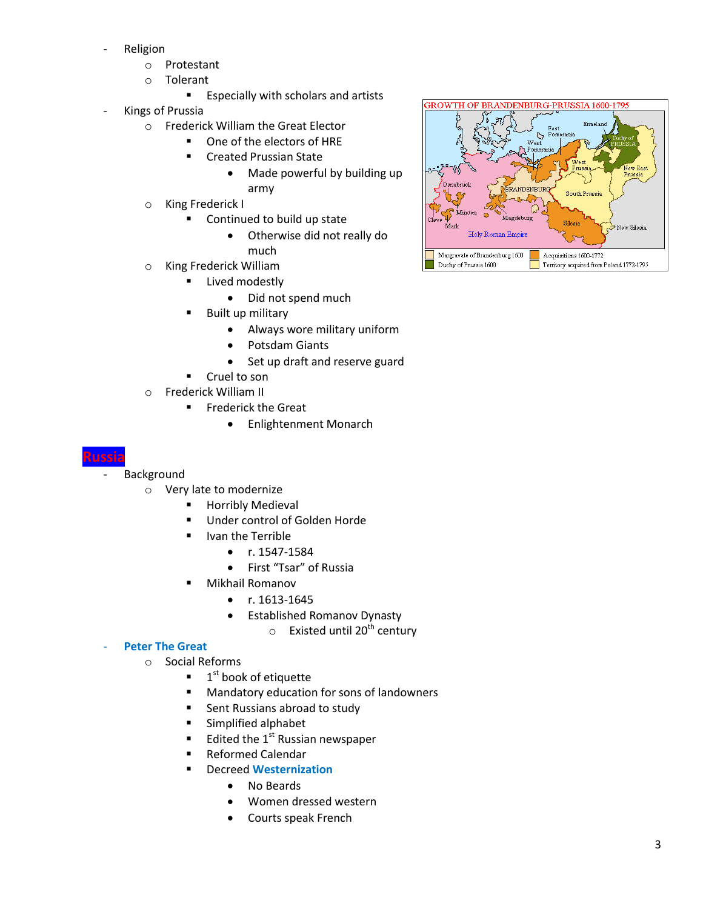- Religion
  - Protestant
  - Tolerant
    - Especially with scholars and artists
- Kings of Prussia
  - Frederick William the Great Elector
    - One of the electors of HRE
    - Created Prussian State
      - Made powerful by building up army
  - King Frederick I
    - Continued to build up state
      - Otherwise did not really do much
  - King Frederick William
    - Lived modestly
      - Did not spend much
    - Built up military
      - Always wore military uniform
      - Potsdam Giants
      - Set up draft and reserve guard
    - Cruel to son
  - Frederick William II
    - Frederick the Great
      - Enlightenment Monarch

## Russia

- Background
  - Very late to modernize
    - Horribly Medieval
    - Under control of Golden Horde
    - Ivan the Terrible
      - r. 1547-1584
      - First "Tsar" of Russia
    - Mikhail Romanov
      - r. 1613-1645
      - Established Romanov Dynasty
        - Existed until 20th century
- **Peter The Great**
  - Social Reforms
    - 1st book of etiquette
    - Mandatory education for sons of landowners
    - Sent Russians abroad to study
    - Simplified alphabet
    - Edited the 1st Russian newspaper
    - Reformed Calendar
    - Decreed **Westernization**
      - No Beards
      - Women dressed western
      - Courts speak French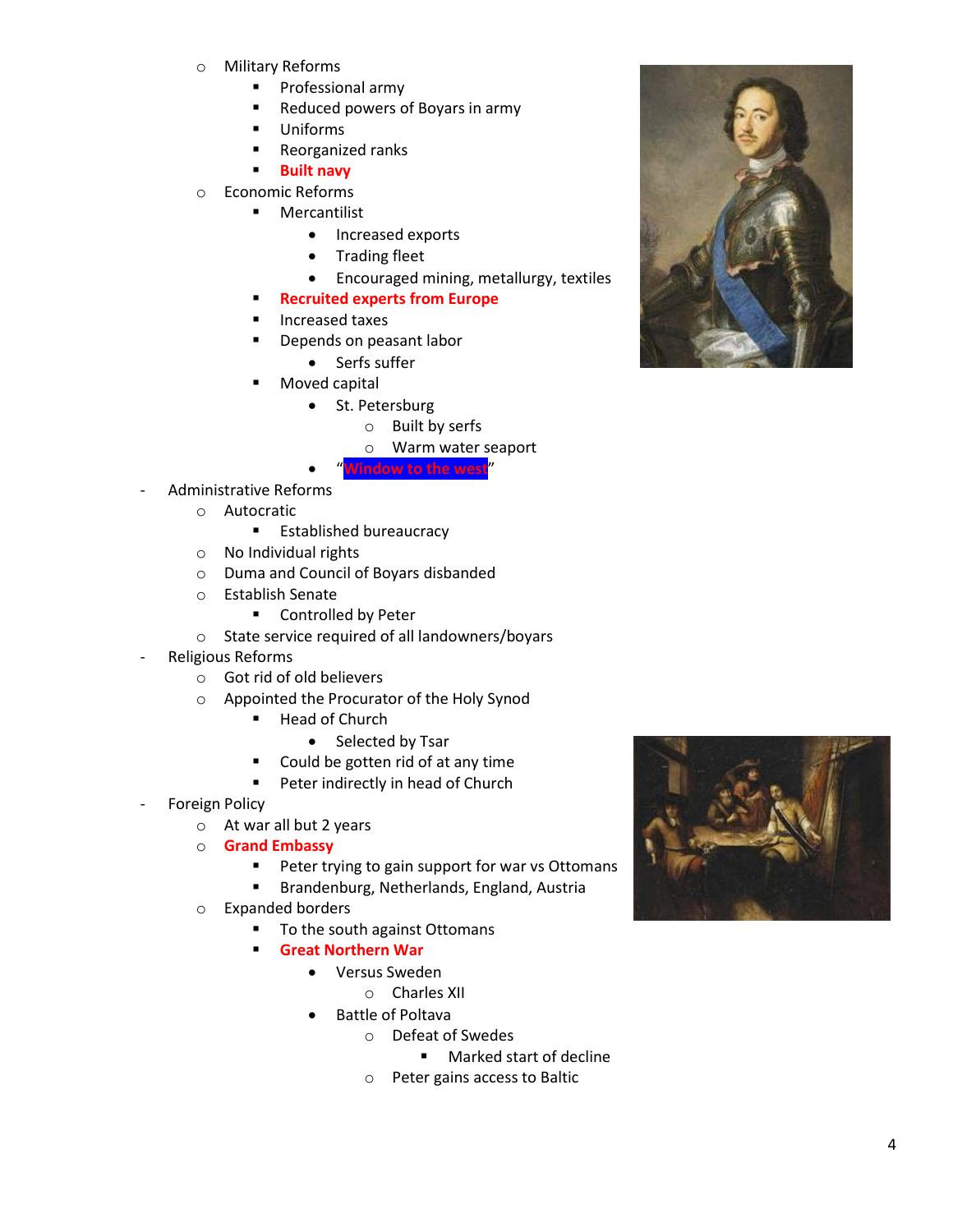- Military Reforms
  - Professional army
  - Reduced powers of Boyars in army
  - Uniforms
  - Reorganized ranks
  - **Built navy**
- Economic Reforms
  - Mercantilist
    - Increased exports
    - Trading fleet
    - Encouraged mining, metallurgy, textiles
  - **Recruited experts from Europe**
  - Increased taxes
  - Depends on peasant labor
    - Serfs suffer
  - Moved capital
    - St. Petersburg
      - Built by serfs
      - Warm water seaport
    - "**Window to the west**"

- Administrative Reforms
  - Autocratic
    - Established bureaucracy
  - No Individual rights
  - Duma and Council of Boyars disbanded
  - Establish Senate
    - Controlled by Peter
  - State service required of all landowners/boyars
- Religious Reforms
  - Got rid of old believers
  - Appointed the Procurator of the Holy Synod
    - Head of Church
      - Selected by Tsar
    - Could be gotten rid of at any time
    - Peter indirectly in head of Church
- Foreign Policy
  - At war all but 2 years
  - **Grand Embassy**
    - Peter trying to gain support for war vs Ottomans
    - Brandenburg, Netherlands, England, Austria
  - Expanded borders
    - To the south against Ottomans
    - **Great Northern War**
      - Versus Sweden
        - Charles XII
      - Battle of Poltava
        - Defeat of Swedes
          - Marked start of decline
        - Peter gains access to Baltic